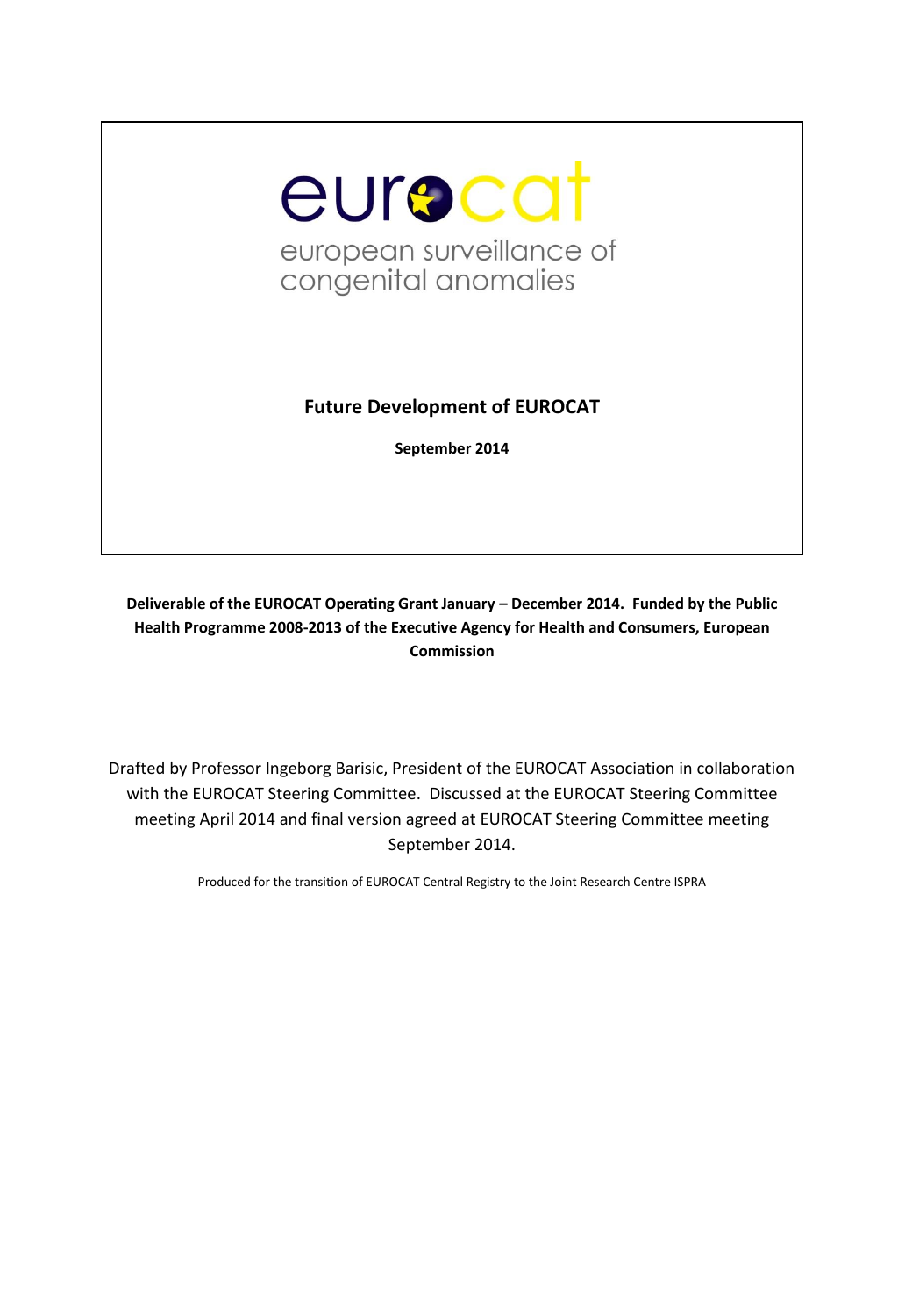eurocat

european surveillance of congenital anomalies

# Future Development of EUROCAT

**September 2014**

**Deliverable of the EUROCAT Operating Grant January – December 2014. Funded by the Public Health Programme 2008-2013 of the Executive Agency for Health and Consumers, European Commission**

Drafted by Professor Ingeborg Barisic, President of the EUROCAT Association in collaboration with the EUROCAT Steering Committee. Discussed at the EUROCAT Steering Committee meeting April 2014 and final version agreed at EUROCAT Steering Committee meeting September 2014.

Produced for the transition of EUROCAT Central Registry to the Joint Research Centre ISPRA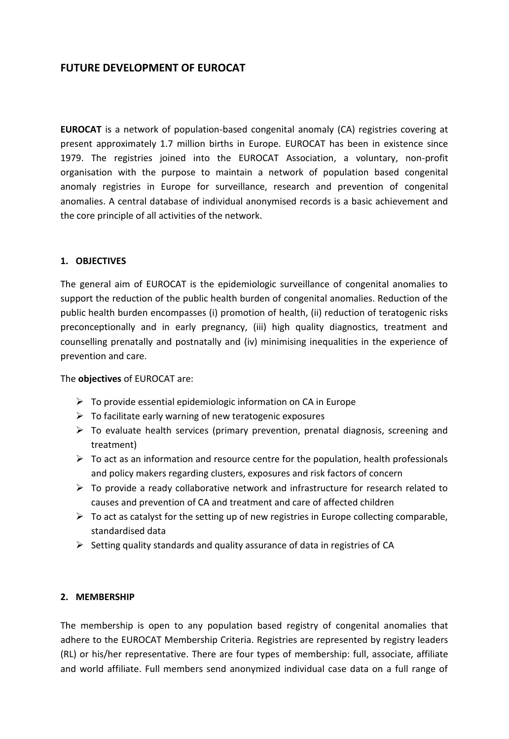# FUTURE DEVELOPMENT OF EUROCAT

**EUROCAT** is a network of population-based congenital anomaly (CA) registries covering at present approximately 1.7 million births in Europe. EUROCAT has been in existence since 1979. The registries joined into the EUROCAT Association, a voluntary, non-profit organisation with the purpose to maintain a network of population based congenital anomaly registries in Europe for surveillance, research and prevention of congenital anomalies. A central database of individual anonymised records is a basic achievement and the core principle of all activities of the network.

## 1. OBJECTIVES

The general aim of EUROCAT is the epidemiologic surveillance of congenital anomalies to support the reduction of the public health burden of congenital anomalies. Reduction of the public health burden encompasses (i) promotion of health, (ii) reduction of teratogenic risks preconceptionally and in early pregnancy, (iii) high quality diagnostics, treatment and counselling prenatally and postnatally and (iv) minimising inequalities in the experience of prevention and care.

The **objectives** of EUROCAT are:

- To provide essential epidemiologic information on CA in Europe
- To facilitate early warning of new teratogenic exposures
- To evaluate health services (primary prevention, prenatal diagnosis, screening and treatment)
- To act as an information and resource centre for the population, health professionals and policy makers regarding clusters, exposures and risk factors of concern
- To provide a ready collaborative network and infrastructure for research related to causes and prevention of CA and treatment and care of affected children
- To act as catalyst for the setting up of new registries in Europe collecting comparable, standardised data
- Setting quality standards and quality assurance of data in registries of CA

## 2. MEMBERSHIP

The membership is open to any population based registry of congenital anomalies that adhere to the EUROCAT Membership Criteria. Registries are represented by registry leaders (RL) or his/her representative. There are four types of membership: full, associate, affiliate and world affiliate. Full members send anonymized individual case data on a full range of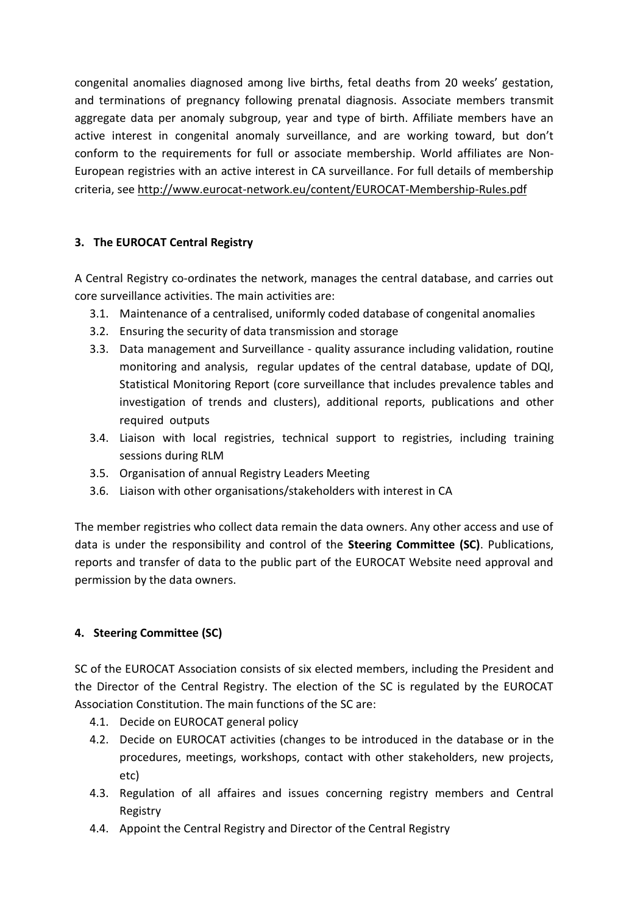congenital anomalies diagnosed among live births, fetal deaths from 20 weeks' gestation, and terminations of pregnancy following prenatal diagnosis. Associate members transmit aggregate data per anomaly subgroup, year and type of birth. Affiliate members have an active interest in congenital anomaly surveillance, and are working toward, but don't conform to the requirements for full or associate membership. World affiliates are Non-European registries with an active interest in CA surveillance. For full details of membership criteria, see http://www.eurocat-network.eu/content/EUROCAT-Membership-Rules.pdf

## 3. The EUROCAT Central Registry

A Central Registry co-ordinates the network, manages the central database, and carries out core surveillance activities. The main activities are:

- 3.1. Maintenance of a centralised, uniformly coded database of congenital anomalies
- 3.2. Ensuring the security of data transmission and storage
- 3.3. Data management and Surveillance - quality assurance including validation, routine monitoring and analysis, regular updates of the central database, update of DQI, Statistical Monitoring Report (core surveillance that includes prevalence tables and investigation of trends and clusters), additional reports, publications and other required outputs
- 3.4. Liaison with local registries, technical support to registries, including training sessions during RLM
- 3.5. Organisation of annual Registry Leaders Meeting
- 3.6. Liaison with other organisations/stakeholders with interest in CA

The member registries who collect data remain the data owners. Any other access and use of data is under the responsibility and control of the **Steering Committee (SC)**. Publications, reports and transfer of data to the public part of the EUROCAT Website need approval and permission by the data owners.

## 4. Steering Committee (SC)

SC of the EUROCAT Association consists of six elected members, including the President and the Director of the Central Registry. The election of the SC is regulated by the EUROCAT Association Constitution. The main functions of the SC are:

- 4.1. Decide on EUROCAT general policy
- 4.2. Decide on EUROCAT activities (changes to be introduced in the database or in the procedures, meetings, workshops, contact with other stakeholders, new projects, etc)
- 4.3. Regulation of all affaires and issues concerning registry members and Central Registry
- 4.4. Appoint the Central Registry and Director of the Central Registry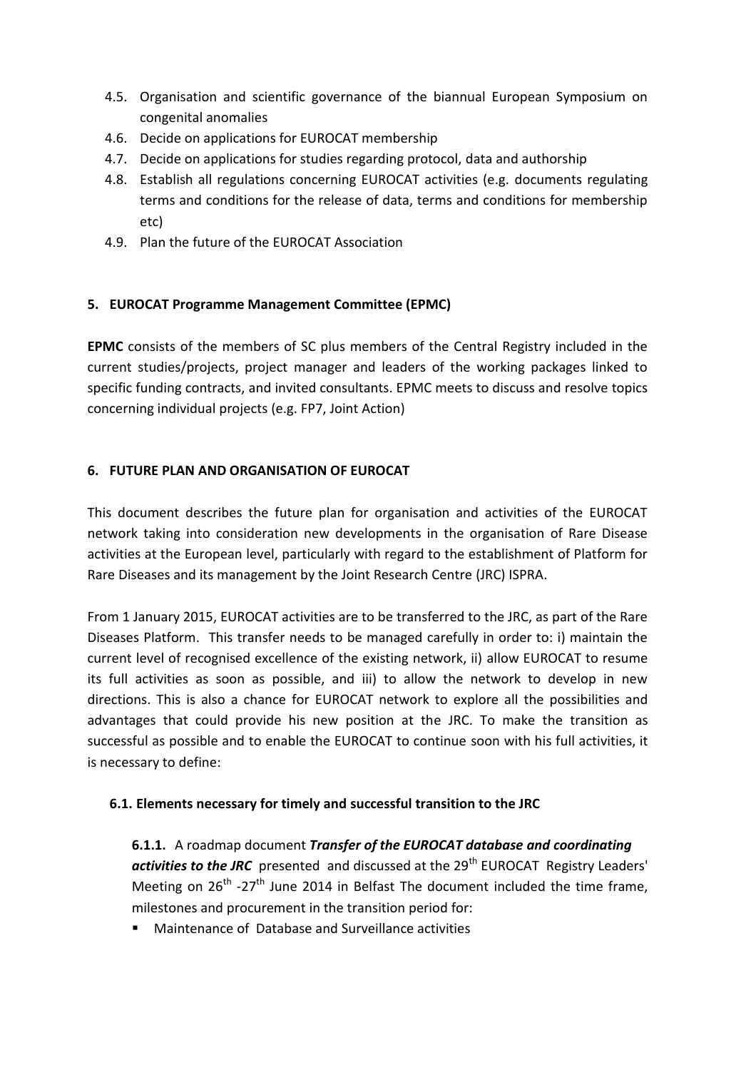4.5. Organisation and scientific governance of the biannual European Symposium on congenital anomalies
4.6. Decide on applications for EUROCAT membership
4.7. Decide on applications for studies regarding protocol, data and authorship
4.8. Establish all regulations concerning EUROCAT activities (e.g. documents regulating terms and conditions for the release of data, terms and conditions for membership etc)
4.9. Plan the future of the EUROCAT Association

## 5. EUROCAT Programme Management Committee (EPMC)

**EPMC** consists of the members of SC plus members of the Central Registry included in the current studies/projects, project manager and leaders of the working packages linked to specific funding contracts, and invited consultants. EPMC meets to discuss and resolve topics concerning individual projects (e.g. FP7, Joint Action)

## 6. FUTURE PLAN AND ORGANISATION OF EUROCAT

This document describes the future plan for organisation and activities of the EUROCAT network taking into consideration new developments in the organisation of Rare Disease activities at the European level, particularly with regard to the establishment of Platform for Rare Diseases and its management by the Joint Research Centre (JRC) ISPRA.

From 1 January 2015, EUROCAT activities are to be transferred to the JRC, as part of the Rare Diseases Platform. This transfer needs to be managed carefully in order to: i) maintain the current level of recognised excellence of the existing network, ii) allow EUROCAT to resume its full activities as soon as possible, and iii) to allow the network to develop in new directions. This is also a chance for EUROCAT network to explore all the possibilities and advantages that could provide his new position at the JRC. To make the transition as successful as possible and to enable the EUROCAT to continue soon with his full activities, it is necessary to define:

### 6.1. Elements necessary for timely and successful transition to the JRC

**6.1.1.** A roadmap document ***Transfer of the EUROCAT database and coordinating activities to the JRC*** presented and discussed at the 29th EUROCAT Registry Leaders' Meeting on 26th -27th June 2014 in Belfast The document included the time frame, milestones and procurement in the transition period for:

- Maintenance of Database and Surveillance activities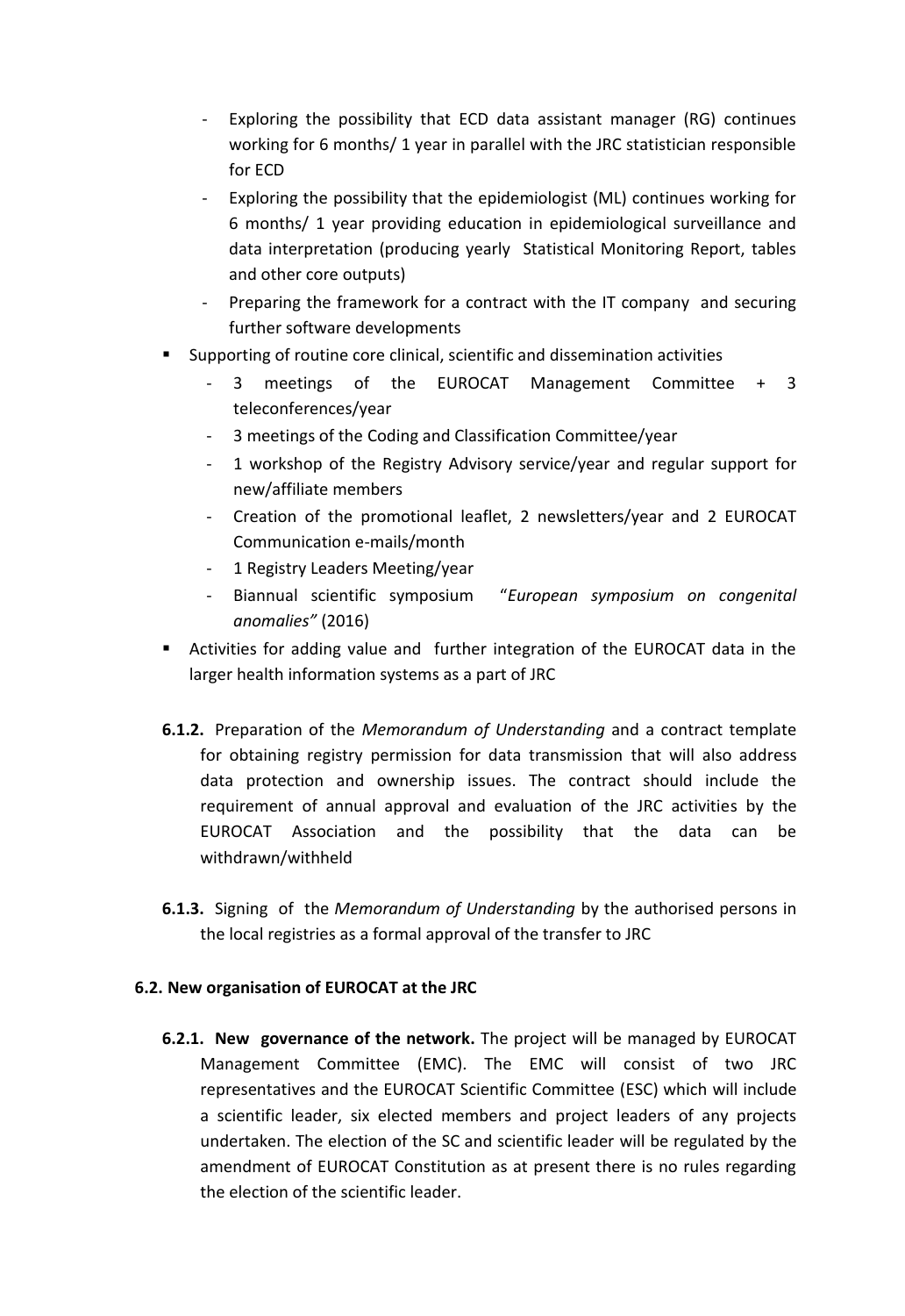- Exploring the possibility that ECD data assistant manager (RG) continues working for 6 months/ 1 year in parallel with the JRC statistician responsible for ECD
  - Exploring the possibility that the epidemiologist (ML) continues working for 6 months/ 1 year providing education in epidemiological surveillance and data interpretation (producing yearly Statistical Monitoring Report, tables and other core outputs)
  - Preparing the framework for a contract with the IT company and securing further software developments
- Supporting of routine core clinical, scientific and dissemination activities
  - 3 meetings of the EUROCAT Management Committee + 3 teleconferences/year
  - 3 meetings of the Coding and Classification Committee/year
  - 1 workshop of the Registry Advisory service/year and regular support for new/affiliate members
  - Creation of the promotional leaflet, 2 newsletters/year and 2 EUROCAT Communication e-mails/month
  - 1 Registry Leaders Meeting/year
  - Biannual scientific symposium "*European symposium on congenital anomalies"* (2016)
- Activities for adding value and further integration of the EUROCAT data in the larger health information systems as a part of JRC

**6.1.2.** Preparation of the *Memorandum of Understanding* and a contract template for obtaining registry permission for data transmission that will also address data protection and ownership issues. The contract should include the requirement of annual approval and evaluation of the JRC activities by the EUROCAT Association and the possibility that the data can be withdrawn/withheld

**6.1.3.** Signing of the *Memorandum of Understanding* by the authorised persons in the local registries as a formal approval of the transfer to JRC

### 6.2. New organisation of EUROCAT at the JRC

**6.2.1. New governance of the network.** The project will be managed by EUROCAT Management Committee (EMC). The EMC will consist of two JRC representatives and the EUROCAT Scientific Committee (ESC) which will include a scientific leader, six elected members and project leaders of any projects undertaken. The election of the SC and scientific leader will be regulated by the amendment of EUROCAT Constitution as at present there is no rules regarding the election of the scientific leader.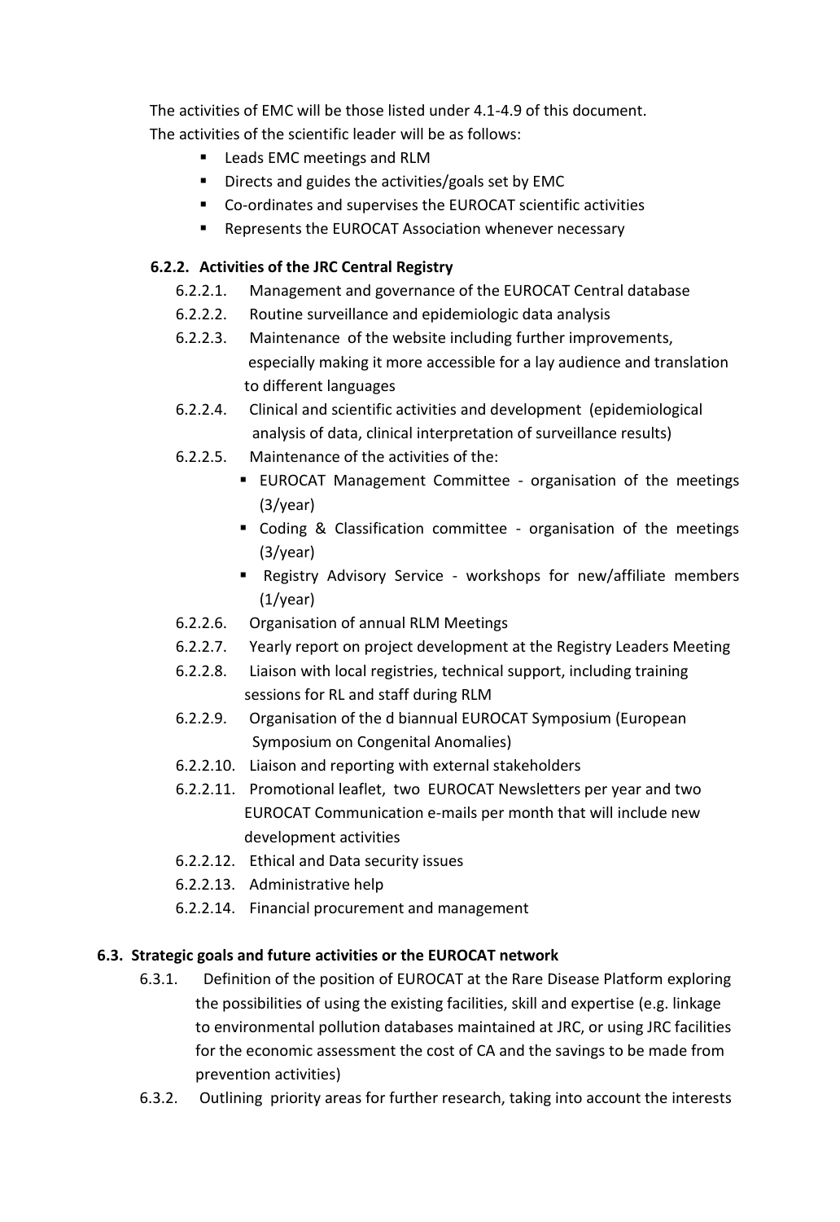The activities of EMC will be those listed under 4.1-4.9 of this document.

The activities of the scientific leader will be as follows:

- Leads EMC meetings and RLM
- Directs and guides the activities/goals set by EMC
- Co-ordinates and supervises the EUROCAT scientific activities
- Represents the EUROCAT Association whenever necessary

### 6.2.2. Activities of the JRC Central Registry

6.2.2.1. Management and governance of the EUROCAT Central database

6.2.2.2. Routine surveillance and epidemiologic data analysis

6.2.2.3. Maintenance of the website including further improvements, especially making it more accessible for a lay audience and translation to different languages

6.2.2.4. Clinical and scientific activities and development (epidemiological analysis of data, clinical interpretation of surveillance results)

6.2.2.5. Maintenance of the activities of the:

- EUROCAT Management Committee - organisation of the meetings (3/year)
- Coding & Classification committee - organisation of the meetings (3/year)
- Registry Advisory Service - workshops for new/affiliate members (1/year)

6.2.2.6. Organisation of annual RLM Meetings

6.2.2.7. Yearly report on project development at the Registry Leaders Meeting

6.2.2.8. Liaison with local registries, technical support, including training sessions for RL and staff during RLM

6.2.2.9. Organisation of the d biannual EUROCAT Symposium (European Symposium on Congenital Anomalies)

6.2.2.10. Liaison and reporting with external stakeholders

6.2.2.11. Promotional leaflet, two EUROCAT Newsletters per year and two EUROCAT Communication e-mails per month that will include new development activities

6.2.2.12. Ethical and Data security issues

6.2.2.13. Administrative help

6.2.2.14. Financial procurement and management

## 6.3. Strategic goals and future activities or the EUROCAT network

6.3.1. Definition of the position of EUROCAT at the Rare Disease Platform exploring the possibilities of using the existing facilities, skill and expertise (e.g. linkage to environmental pollution databases maintained at JRC, or using JRC facilities for the economic assessment the cost of CA and the savings to be made from prevention activities)

6.3.2. Outlining priority areas for further research, taking into account the interests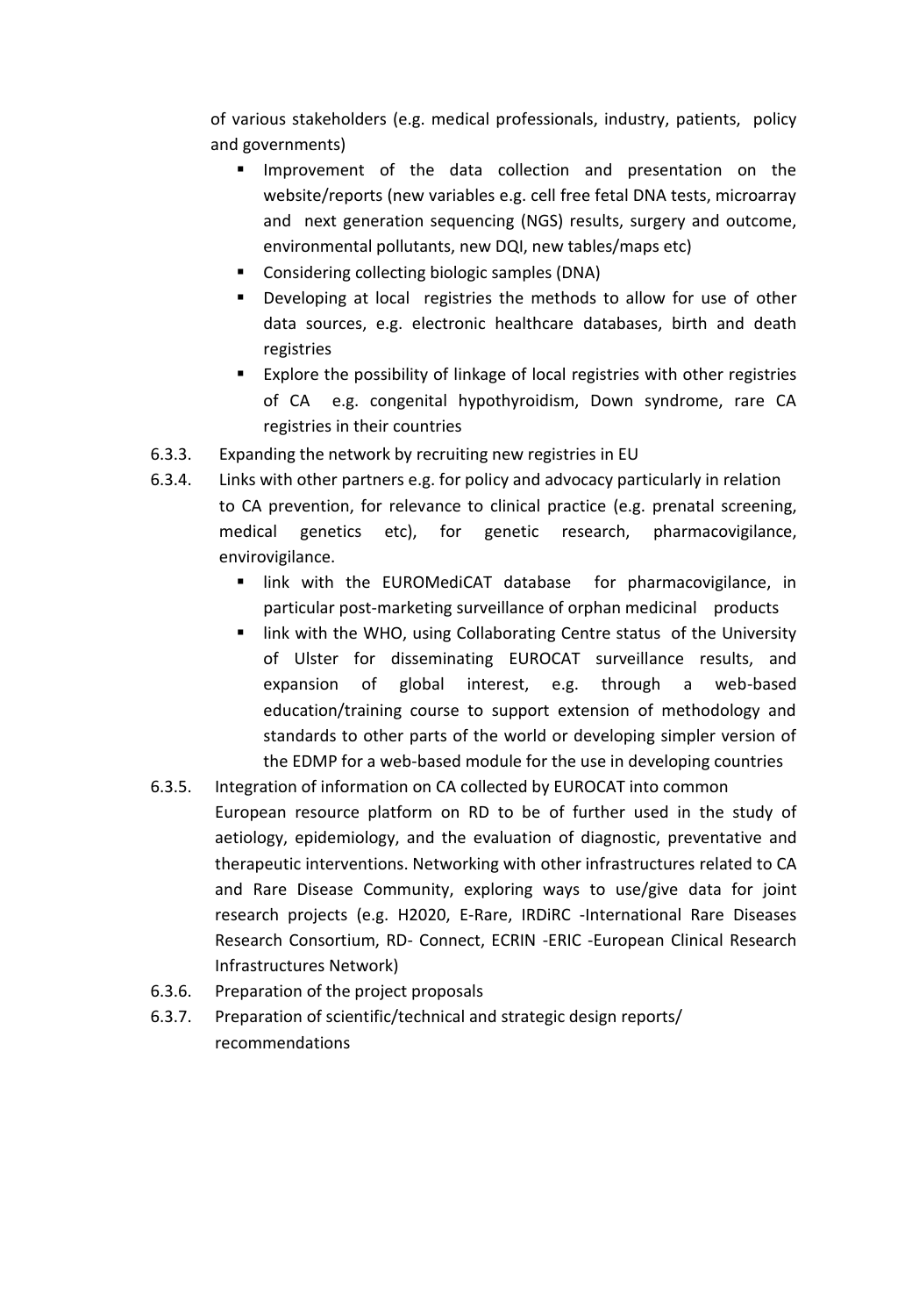of various stakeholders (e.g. medical professionals, industry, patients, policy and governments)

- Improvement of the data collection and presentation on the website/reports (new variables e.g. cell free fetal DNA tests, microarray and next generation sequencing (NGS) results, surgery and outcome, environmental pollutants, new DQI, new tables/maps etc)
- Considering collecting biologic samples (DNA)
- Developing at local registries the methods to allow for use of other data sources, e.g. electronic healthcare databases, birth and death registries
- Explore the possibility of linkage of local registries with other registries of CA e.g. congenital hypothyroidism, Down syndrome, rare CA registries in their countries

6.3.3. Expanding the network by recruiting new registries in EU

6.3.4. Links with other partners e.g. for policy and advocacy particularly in relation to CA prevention, for relevance to clinical practice (e.g. prenatal screening, medical genetics etc), for genetic research, pharmacovigilance, envirovigilance.

- link with the EUROMediCAT database for pharmacovigilance, in particular post-marketing surveillance of orphan medicinal products
- link with the WHO, using Collaborating Centre status of the University of Ulster for disseminating EUROCAT surveillance results, and expansion of global interest, e.g. through a web-based education/training course to support extension of methodology and standards to other parts of the world or developing simpler version of the EDMP for a web-based module for the use in developing countries

6.3.5. Integration of information on CA collected by EUROCAT into common European resource platform on RD to be of further used in the study of aetiology, epidemiology, and the evaluation of diagnostic, preventative and therapeutic interventions. Networking with other infrastructures related to CA and Rare Disease Community, exploring ways to use/give data for joint research projects (e.g. H2020, E-Rare, IRDiRC -International Rare Diseases Research Consortium, RD- Connect, ECRIN -ERIC -European Clinical Research Infrastructures Network)

6.3.6. Preparation of the project proposals

6.3.7. Preparation of scientific/technical and strategic design reports/ recommendations